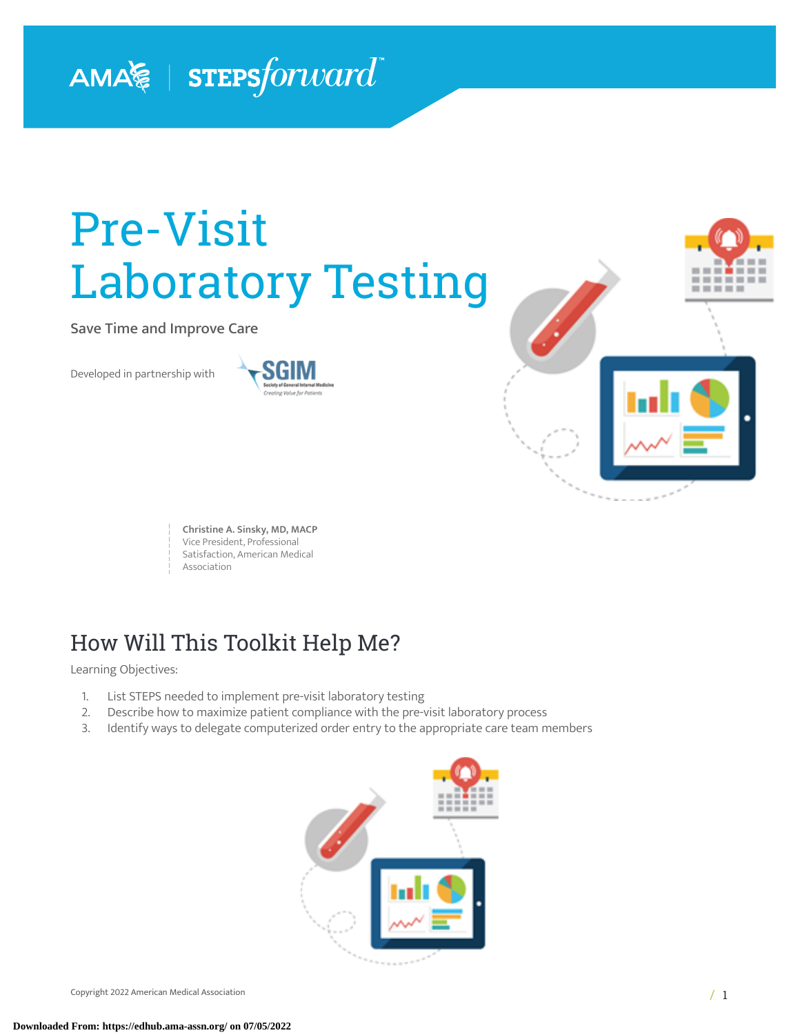AMA | STEPSforward™

# Pre-Visit Laboratory Testing

**Save Time and Improve Care**

Developed in partnership with SGIM (Society of General Internal Medicine — Creating Value for Patients)

**Christine A. Sinsky, MD, MACP**
Vice President, Professional Satisfaction, American Medical Association

## How Will This Toolkit Help Me?

Learning Objectives:

1. List STEPS needed to implement pre-visit laboratory testing
2. Describe how to maximize patient compliance with the pre-visit laboratory process
3. Identify ways to delegate computerized order entry to the appropriate care team members

Copyright 2022 American Medical Association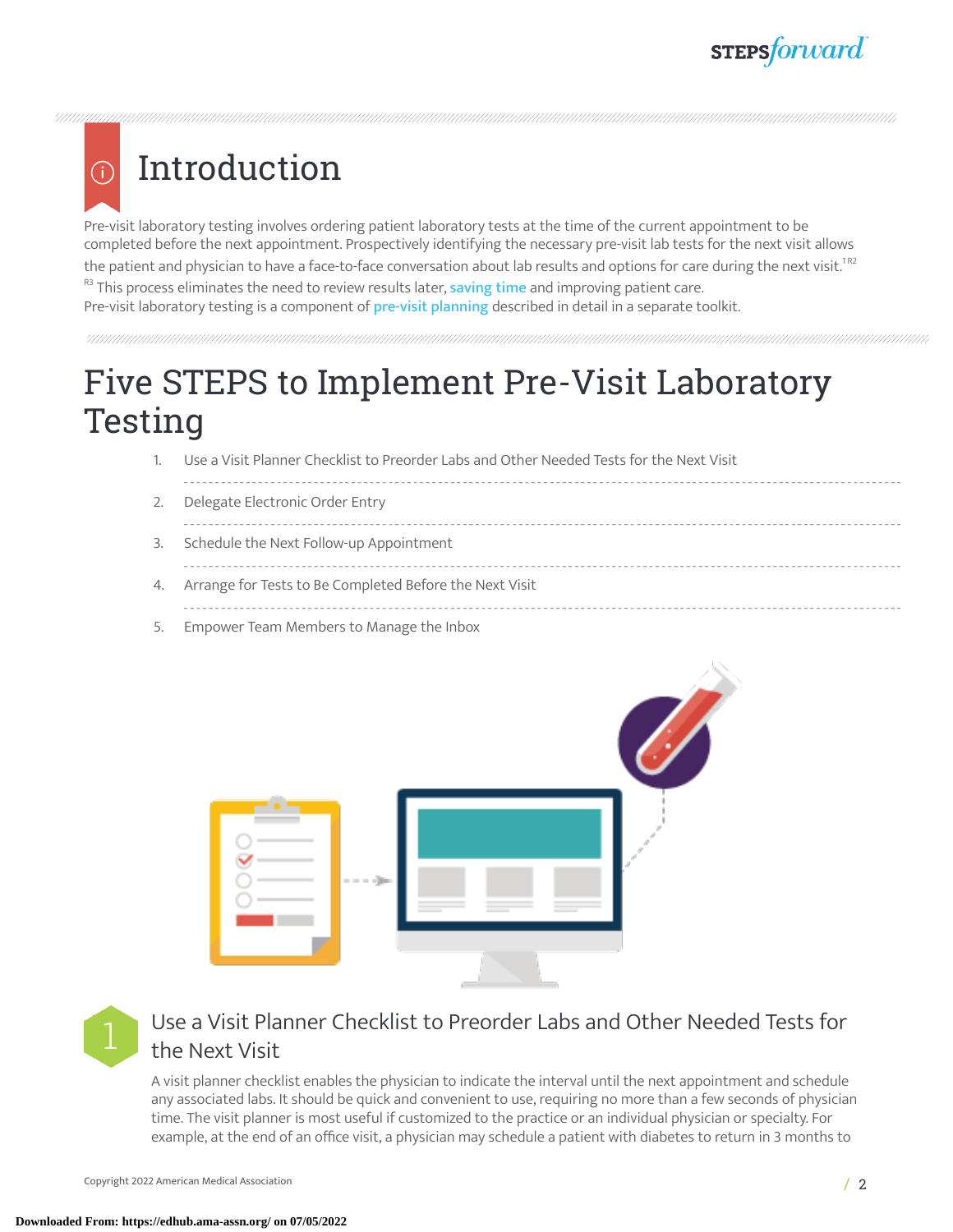# Introduction

Pre-visit laboratory testing involves ordering patient laboratory tests at the time of the current appointment to be completed before the next appointment. Prospectively identifying the necessary pre-visit lab tests for the next visit allows the patient and physician to have a face-to-face conversation about lab results and options for care during the next visit.[1 R2] [R3] This process eliminates the need to review results later, saving time and improving patient care.

Pre-visit laboratory testing is a component of pre-visit planning described in detail in a separate toolkit.

# Five STEPS to Implement Pre-Visit Laboratory Testing

1. Use a Visit Planner Checklist to Preorder Labs and Other Needed Tests for the Next Visit
2. Delegate Electronic Order Entry
3. Schedule the Next Follow-up Appointment
4. Arrange for Tests to Be Completed Before the Next Visit
5. Empower Team Members to Manage the Inbox

## 1 Use a Visit Planner Checklist to Preorder Labs and Other Needed Tests for the Next Visit

A visit planner checklist enables the physician to indicate the interval until the next appointment and schedule any associated labs. It should be quick and convenient to use, requiring no more than a few seconds of physician time. The visit planner is most useful if customized to the practice or an individual physician or specialty. For example, at the end of an office visit, a physician may schedule a patient with diabetes to return in 3 months to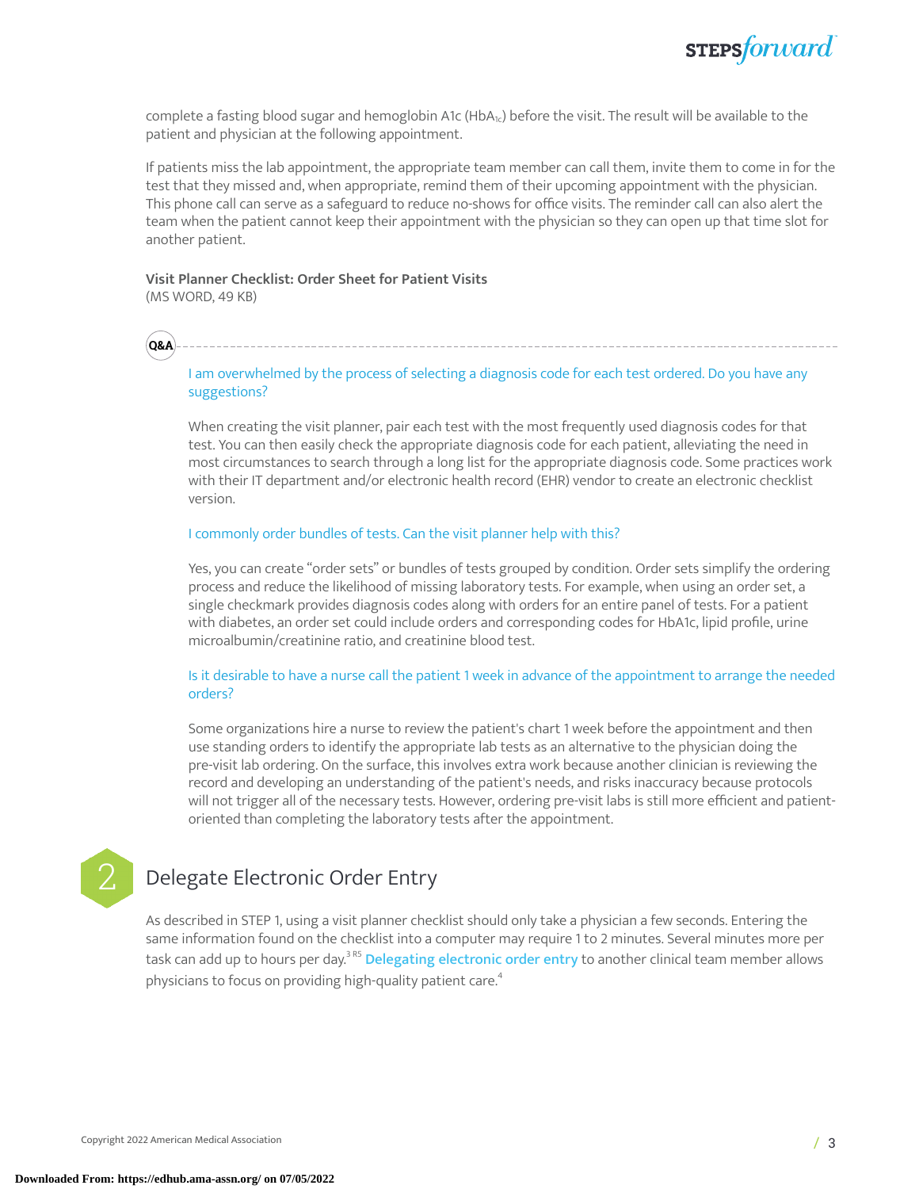complete a fasting blood sugar and hemoglobin A1c ($HbA_{1c}$) before the visit. The result will be available to the patient and physician at the following appointment.

If patients miss the lab appointment, the appropriate team member can call them, invite them to come in for the test that they missed and, when appropriate, remind them of their upcoming appointment with the physician. This phone call can serve as a safeguard to reduce no-shows for office visits. The reminder call can also alert the team when the patient cannot keep their appointment with the physician so they can open up that time slot for another patient.

**Visit Planner Checklist: Order Sheet for Patient Visits**
(MS WORD, 49 KB)

**Q&A**

I am overwhelmed by the process of selecting a diagnosis code for each test ordered. Do you have any suggestions?

When creating the visit planner, pair each test with the most frequently used diagnosis codes for that test. You can then easily check the appropriate diagnosis code for each patient, alleviating the need in most circumstances to search through a long list for the appropriate diagnosis code. Some practices work with their IT department and/or electronic health record (EHR) vendor to create an electronic checklist version.

I commonly order bundles of tests. Can the visit planner help with this?

Yes, you can create "order sets" or bundles of tests grouped by condition. Order sets simplify the ordering process and reduce the likelihood of missing laboratory tests. For example, when using an order set, a single checkmark provides diagnosis codes along with orders for an entire panel of tests. For a patient with diabetes, an order set could include orders and corresponding codes for HbA1c, lipid profile, urine microalbumin/creatinine ratio, and creatinine blood test.

Is it desirable to have a nurse call the patient 1 week in advance of the appointment to arrange the needed orders?

Some organizations hire a nurse to review the patient's chart 1 week before the appointment and then use standing orders to identify the appropriate lab tests as an alternative to the physician doing the pre-visit lab ordering. On the surface, this involves extra work because another clinician is reviewing the record and developing an understanding of the patient's needs, and risks inaccuracy because protocols will not trigger all of the necessary tests. However, ordering pre-visit labs is still more efficient and patient-oriented than completing the laboratory tests after the appointment.

## 2 Delegate Electronic Order Entry

As described in STEP 1, using a visit planner checklist should only take a physician a few seconds. Entering the same information found on the checklist into a computer may require 1 to 2 minutes. Several minutes more per task can add up to hours per day.[3 RS] **Delegating electronic order entry** to another clinical team member allows physicians to focus on providing high-quality patient care.[4]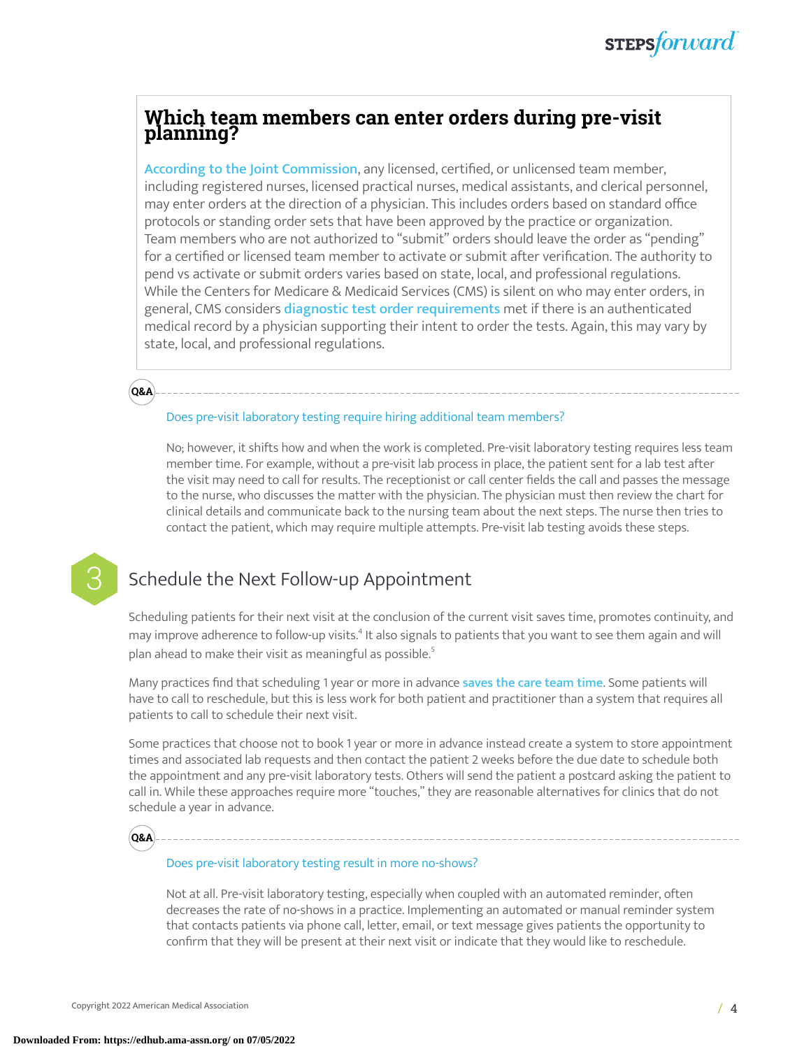## Which team members can enter orders during pre-visit planning?

According to the Joint Commission, any licensed, certified, or unlicensed team member, including registered nurses, licensed practical nurses, medical assistants, and clerical personnel, may enter orders at the direction of a physician. This includes orders based on standard office protocols or standing order sets that have been approved by the practice or organization. Team members who are not authorized to "submit" orders should leave the order as "pending" for a certified or licensed team member to activate or submit after verification. The authority to pend vs activate or submit orders varies based on state, local, and professional regulations. While the Centers for Medicare & Medicaid Services (CMS) is silent on who may enter orders, in general, CMS considers diagnostic test order requirements met if there is an authenticated medical record by a physician supporting their intent to order the tests. Again, this may vary by state, local, and professional regulations.

**Q&A**

Does pre-visit laboratory testing require hiring additional team members?

No; however, it shifts how and when the work is completed. Pre-visit laboratory testing requires less team member time. For example, without a pre-visit lab process in place, the patient sent for a lab test after the visit may need to call for results. The receptionist or call center fields the call and passes the message to the nurse, who discusses the matter with the physician. The physician must then review the chart for clinical details and communicate back to the nursing team about the next steps. The nurse then tries to contact the patient, which may require multiple attempts. Pre-visit lab testing avoids these steps.

## 3 Schedule the Next Follow-up Appointment

Scheduling patients for their next visit at the conclusion of the current visit saves time, promotes continuity, and may improve adherence to follow-up visits.[4] It also signals to patients that you want to see them again and will plan ahead to make their visit as meaningful as possible.[5]

Many practices find that scheduling 1 year or more in advance saves the care team time. Some patients will have to call to reschedule, but this is less work for both patient and practitioner than a system that requires all patients to call to schedule their next visit.

Some practices that choose not to book 1 year or more in advance instead create a system to store appointment times and associated lab requests and then contact the patient 2 weeks before the due date to schedule both the appointment and any pre-visit laboratory tests. Others will send the patient a postcard asking the patient to call in. While these approaches require more "touches," they are reasonable alternatives for clinics that do not schedule a year in advance.

**Q&A**

Does pre-visit laboratory testing result in more no-shows?

Not at all. Pre-visit laboratory testing, especially when coupled with an automated reminder, often decreases the rate of no-shows in a practice. Implementing an automated or manual reminder system that contacts patients via phone call, letter, email, or text message gives patients the opportunity to confirm that they will be present at their next visit or indicate that they would like to reschedule.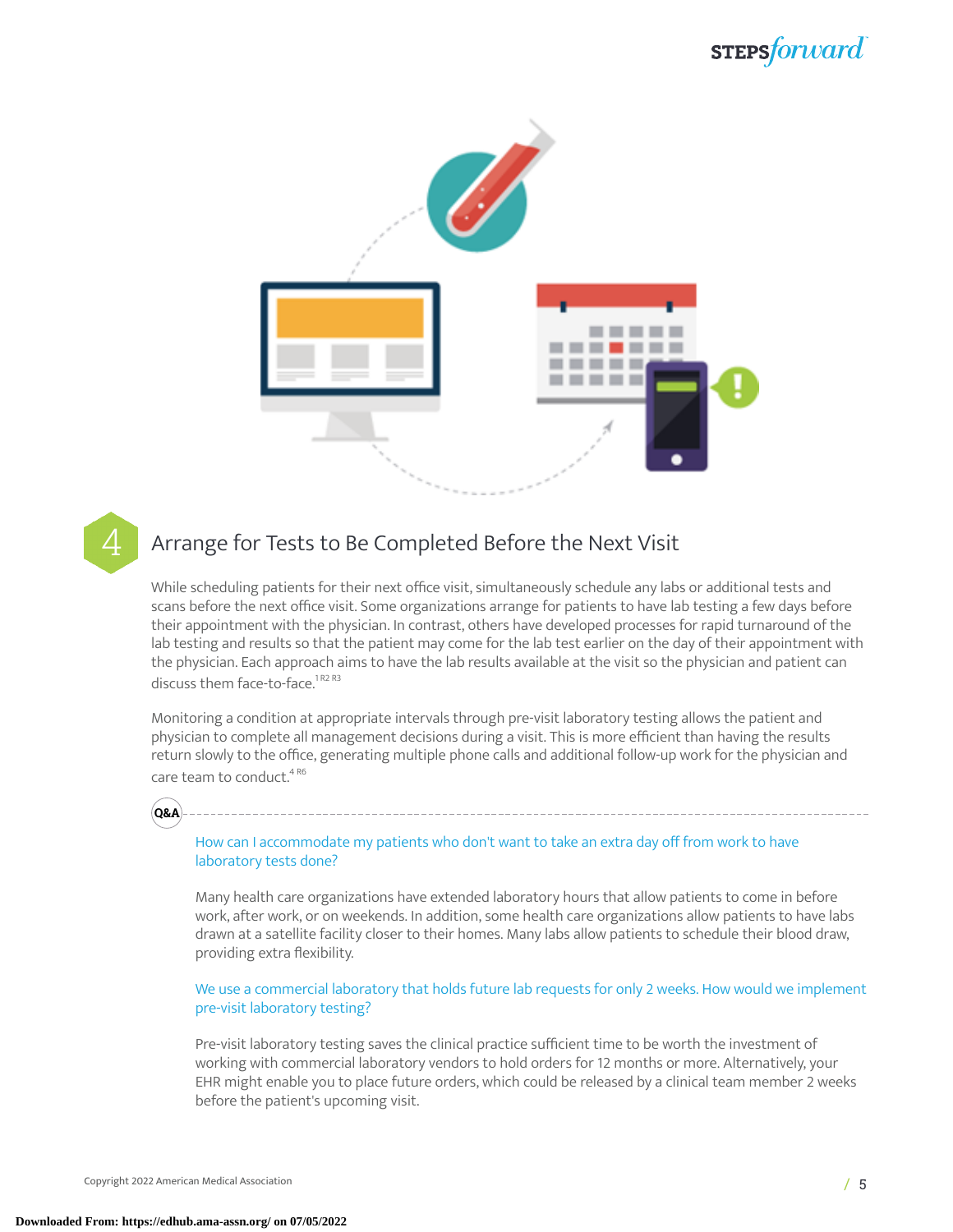## 4 Arrange for Tests to Be Completed Before the Next Visit

While scheduling patients for their next office visit, simultaneously schedule any labs or additional tests and scans before the next office visit. Some organizations arrange for patients to have lab testing a few days before their appointment with the physician. In contrast, others have developed processes for rapid turnaround of the lab testing and results so that the patient may come for the lab test earlier on the day of their appointment with the physician. Each approach aims to have the lab results available at the visit so the physician and patient can discuss them face-to-face.[1 R2 R3]

Monitoring a condition at appropriate intervals through pre-visit laboratory testing allows the patient and physician to complete all management decisions during a visit. This is more efficient than having the results return slowly to the office, generating multiple phone calls and additional follow-up work for the physician and care team to conduct.[4 R6]

**Q&A**

How can I accommodate my patients who don't want to take an extra day off from work to have laboratory tests done?

Many health care organizations have extended laboratory hours that allow patients to come in before work, after work, or on weekends. In addition, some health care organizations allow patients to have labs drawn at a satellite facility closer to their homes. Many labs allow patients to schedule their blood draw, providing extra flexibility.

We use a commercial laboratory that holds future lab requests for only 2 weeks. How would we implement pre-visit laboratory testing?

Pre-visit laboratory testing saves the clinical practice sufficient time to be worth the investment of working with commercial laboratory vendors to hold orders for 12 months or more. Alternatively, your EHR might enable you to place future orders, which could be released by a clinical team member 2 weeks before the patient's upcoming visit.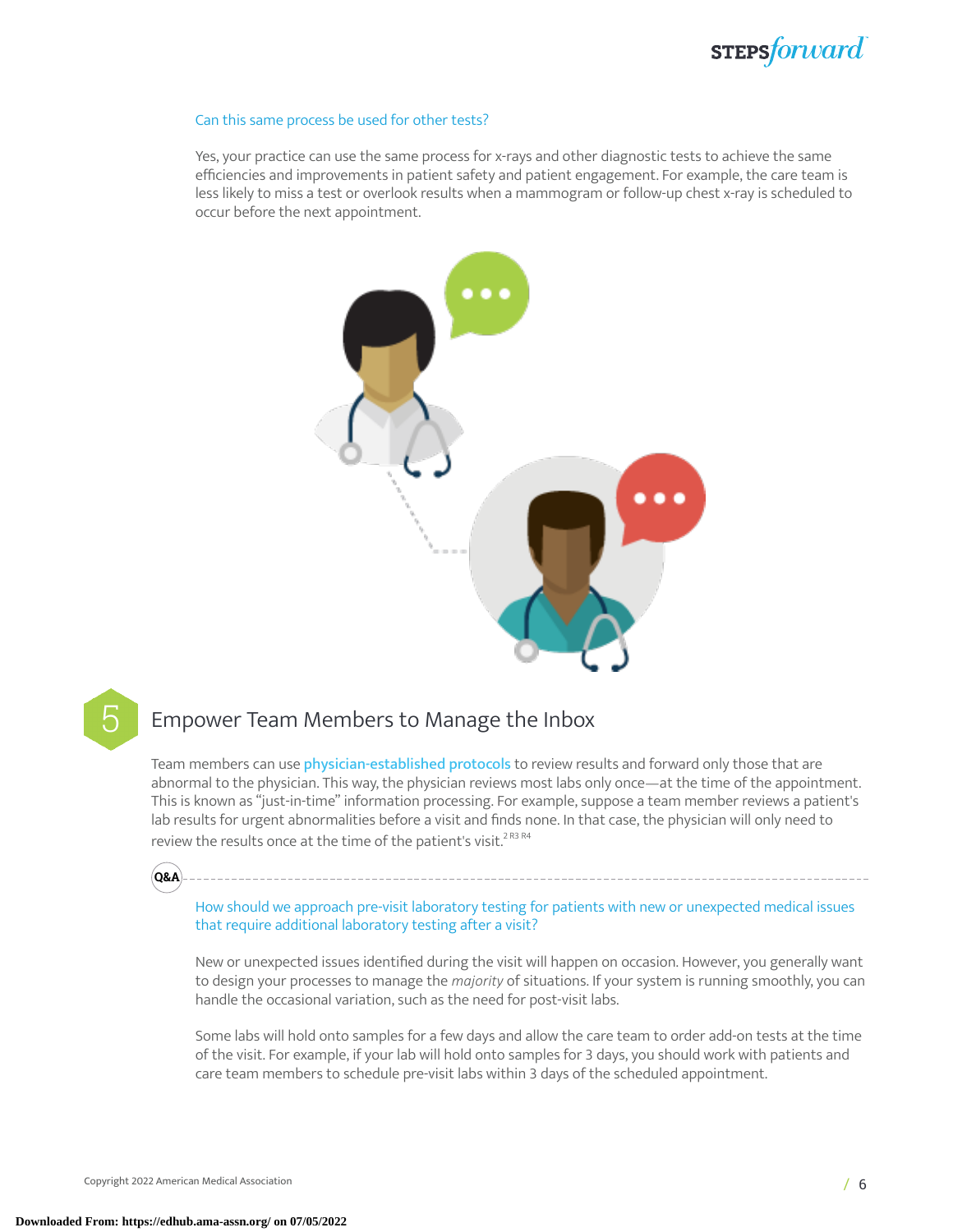### Can this same process be used for other tests?

Yes, your practice can use the same process for x-rays and other diagnostic tests to achieve the same efficiencies and improvements in patient safety and patient engagement. For example, the care team is less likely to miss a test or overlook results when a mammogram or follow-up chest x-ray is scheduled to occur before the next appointment.

## 5 Empower Team Members to Manage the Inbox

Team members can use physician-established protocols to review results and forward only those that are abnormal to the physician. This way, the physician reviews most labs only once—at the time of the appointment. This is known as "just-in-time" information processing. For example, suppose a team member reviews a patient's lab results for urgent abnormalities before a visit and finds none. In that case, the physician will only need to review the results once at the time of the patient's visit.[2 R3 R4]

**Q&A**

### How should we approach pre-visit laboratory testing for patients with new or unexpected medical issues that require additional laboratory testing after a visit?

New or unexpected issues identified during the visit will happen on occasion. However, you generally want to design your processes to manage the *majority* of situations. If your system is running smoothly, you can handle the occasional variation, such as the need for post-visit labs.

Some labs will hold onto samples for a few days and allow the care team to order add-on tests at the time of the visit. For example, if your lab will hold onto samples for 3 days, you should work with patients and care team members to schedule pre-visit labs within 3 days of the scheduled appointment.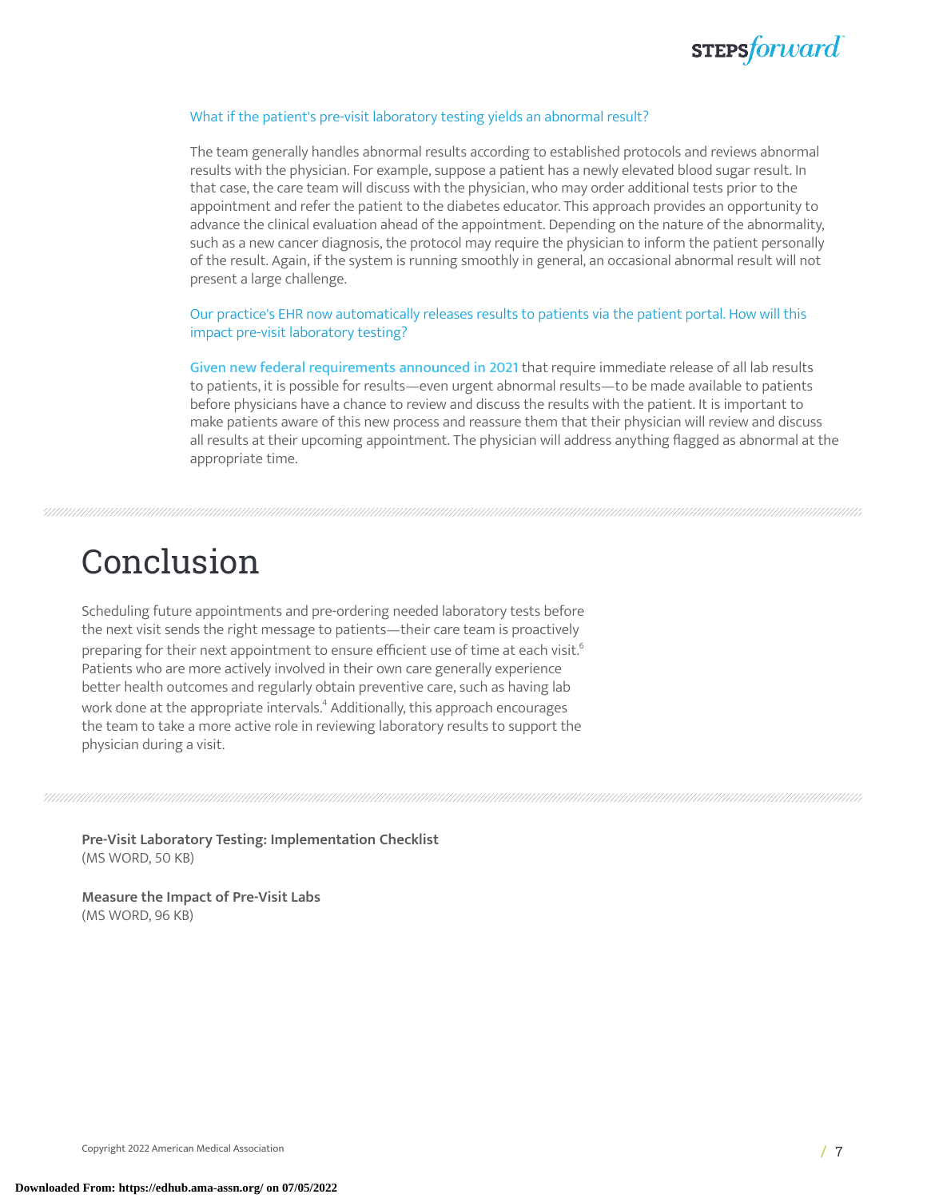### What if the patient's pre-visit laboratory testing yields an abnormal result?

The team generally handles abnormal results according to established protocols and reviews abnormal results with the physician. For example, suppose a patient has a newly elevated blood sugar result. In that case, the care team will discuss with the physician, who may order additional tests prior to the appointment and refer the patient to the diabetes educator. This approach provides an opportunity to advance the clinical evaluation ahead of the appointment. Depending on the nature of the abnormality, such as a new cancer diagnosis, the protocol may require the physician to inform the patient personally of the result. Again, if the system is running smoothly in general, an occasional abnormal result will not present a large challenge.

### Our practice's EHR now automatically releases results to patients via the patient portal. How will this impact pre-visit laboratory testing?

Given new federal requirements announced in 2021 that require immediate release of all lab results to patients, it is possible for results—even urgent abnormal results—to be made available to patients before physicians have a chance to review and discuss the results with the patient. It is important to make patients aware of this new process and reassure them that their physician will review and discuss all results at their upcoming appointment. The physician will address anything flagged as abnormal at the appropriate time.

# Conclusion

Scheduling future appointments and pre-ordering needed laboratory tests before the next visit sends the right message to patients—their care team is proactively preparing for their next appointment to ensure efficient use of time at each visit.[6] Patients who are more actively involved in their own care generally experience better health outcomes and regularly obtain preventive care, such as having lab work done at the appropriate intervals.[4] Additionally, this approach encourages the team to take a more active role in reviewing laboratory results to support the physician during a visit.

**Pre-Visit Laboratory Testing: Implementation Checklist**
(MS WORD, 50 KB)

**Measure the Impact of Pre-Visit Labs**
(MS WORD, 96 KB)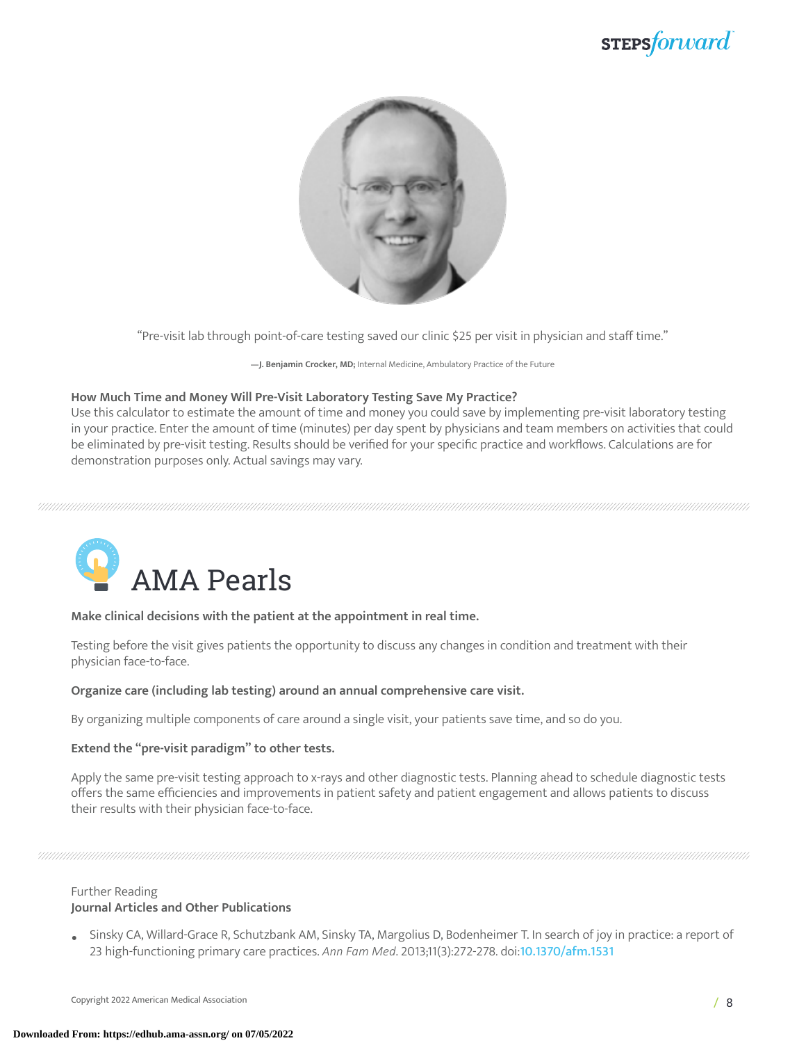"Pre-visit lab through point-of-care testing saved our clinic $25 per visit in physician and staff time."

—**J. Benjamin Crocker, MD;** Internal Medicine, Ambulatory Practice of the Future

**How Much Time and Money Will Pre-Visit Laboratory Testing Save My Practice?**
Use this calculator to estimate the amount of time and money you could save by implementing pre-visit laboratory testing in your practice. Enter the amount of time (minutes) per day spent by physicians and team members on activities that could be eliminated by pre-visit testing. Results should be verified for your specific practice and workflows. Calculations are for demonstration purposes only. Actual savings may vary.

# AMA Pearls

**Make clinical decisions with the patient at the appointment in real time.**

Testing before the visit gives patients the opportunity to discuss any changes in condition and treatment with their physician face-to-face.

**Organize care (including lab testing) around an annual comprehensive care visit.**

By organizing multiple components of care around a single visit, your patients save time, and so do you.

**Extend the "pre-visit paradigm" to other tests.**

Apply the same pre-visit testing approach to x-rays and other diagnostic tests. Planning ahead to schedule diagnostic tests offers the same efficiencies and improvements in patient safety and patient engagement and allows patients to discuss their results with their physician face-to-face.

Further Reading
**Journal Articles and Other Publications**

- Sinsky CA, Willard-Grace R, Schutzbank AM, Sinsky TA, Margolius D, Bodenheimer T. In search of joy in practice: a report of 23 high-functioning primary care practices. *Ann Fam Med*. 2013;11(3):272-278. doi:10.1370/afm.1531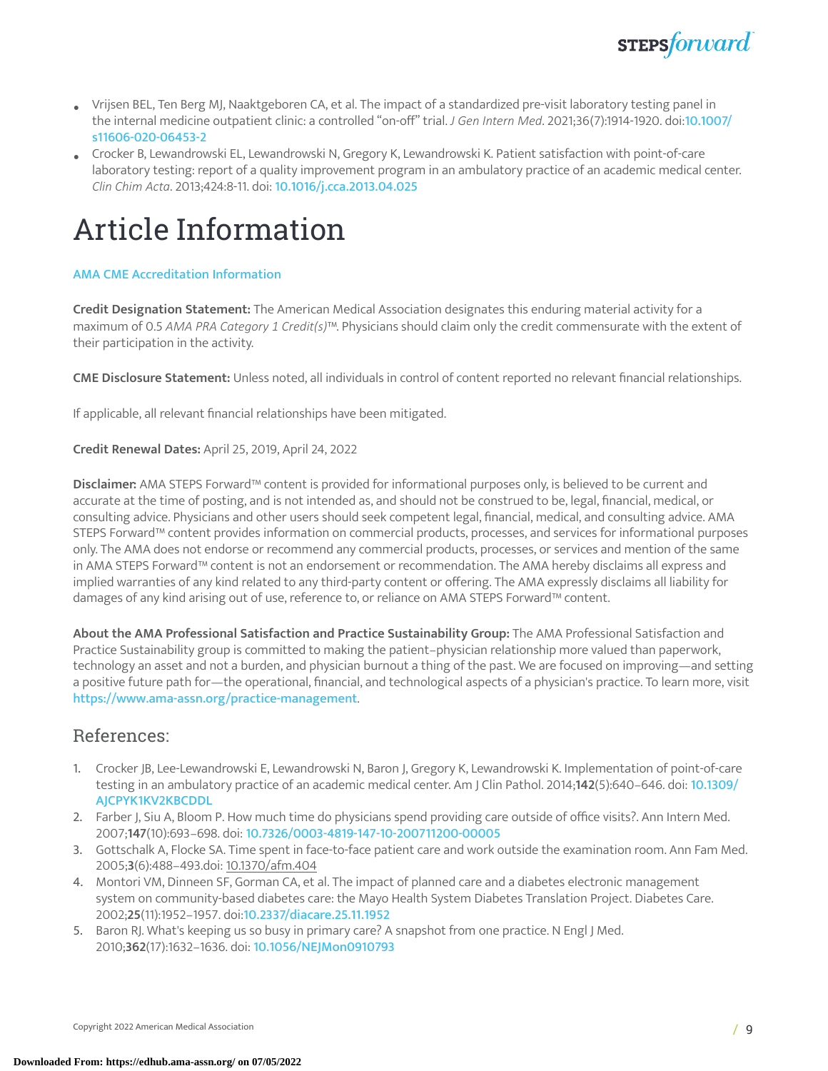- Vrijsen BEL, Ten Berg MJ, Naaktgeboren CA, et al. The impact of a standardized pre-visit laboratory testing panel in the internal medicine outpatient clinic: a controlled "on-off" trial. *J Gen Intern Med*. 2021;36(7):1914-1920. doi:10.1007/s11606-020-06453-2
- Crocker B, Lewandrowski EL, Lewandrowski N, Gregory K, Lewandrowski K. Patient satisfaction with point-of-care laboratory testing: report of a quality improvement program in an ambulatory practice of an academic medical center. *Clin Chim Acta*. 2013;424:8-11. doi: 10.1016/j.cca.2013.04.025

# Article Information

AMA CME Accreditation Information

**Credit Designation Statement:** The American Medical Association designates this enduring material activity for a maximum of 0.5 *AMA PRA Category 1 Credit(s)*™. Physicians should claim only the credit commensurate with the extent of their participation in the activity.

**CME Disclosure Statement:** Unless noted, all individuals in control of content reported no relevant financial relationships.

If applicable, all relevant financial relationships have been mitigated.

**Credit Renewal Dates:** April 25, 2019, April 24, 2022

**Disclaimer:** AMA STEPS Forward™ content is provided for informational purposes only, is believed to be current and accurate at the time of posting, and is not intended as, and should not be construed to be, legal, financial, medical, or consulting advice. Physicians and other users should seek competent legal, financial, medical, and consulting advice. AMA STEPS Forward™ content provides information on commercial products, processes, and services for informational purposes only. The AMA does not endorse or recommend any commercial products, processes, or services and mention of the same in AMA STEPS Forward™ content is not an endorsement or recommendation. The AMA hereby disclaims all express and implied warranties of any kind related to any third-party content or offering. The AMA expressly disclaims all liability for damages of any kind arising out of use, reference to, or reliance on AMA STEPS Forward™ content.

**About the AMA Professional Satisfaction and Practice Sustainability Group:** The AMA Professional Satisfaction and Practice Sustainability group is committed to making the patient–physician relationship more valued than paperwork, technology an asset and not a burden, and physician burnout a thing of the past. We are focused on improving—and setting a positive future path for—the operational, financial, and technological aspects of a physician's practice. To learn more, visit https://www.ama-assn.org/practice-management.

## References:

1. Crocker JB, Lee-Lewandrowski E, Lewandrowski N, Baron J, Gregory K, Lewandrowski K. Implementation of point-of-care testing in an ambulatory practice of an academic medical center. Am J Clin Pathol. 2014;**142**(5):640–646. doi: 10.1309/AJCPYK1KV2KBCDDL
2. Farber J, Siu A, Bloom P. How much time do physicians spend providing care outside of office visits?. Ann Intern Med. 2007;**147**(10):693–698. doi: 10.7326/0003-4819-147-10-200711200-00005
3. Gottschalk A, Flocke SA. Time spent in face-to-face patient care and work outside the examination room. Ann Fam Med. 2005;**3**(6):488–493.doi: 10.1370/afm.404
4. Montori VM, Dinneen SF, Gorman CA, et al. The impact of planned care and a diabetes electronic management system on community-based diabetes care: the Mayo Health System Diabetes Translation Project. Diabetes Care. 2002;**25**(11):1952–1957. doi:10.2337/diacare.25.11.1952
5. Baron RJ. What's keeping us so busy in primary care? A snapshot from one practice. N Engl J Med. 2010;**362**(17):1632–1636. doi: 10.1056/NEJMon0910793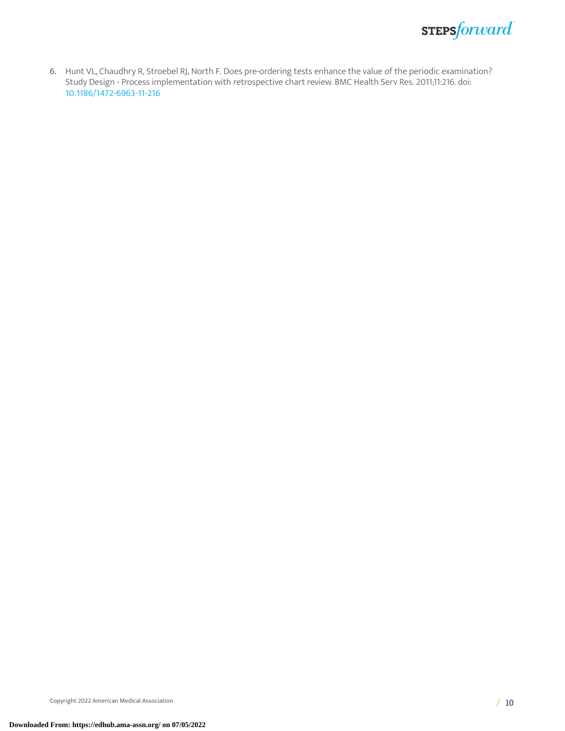6. Hunt VL, Chaudhry R, Stroebel RJ, North F. Does pre-ordering tests enhance the value of the periodic examination? Study Design - Process implementation with retrospective chart review. BMC Health Serv Res. 2011;11:216. doi: 10.1186/1472-6963-11-216